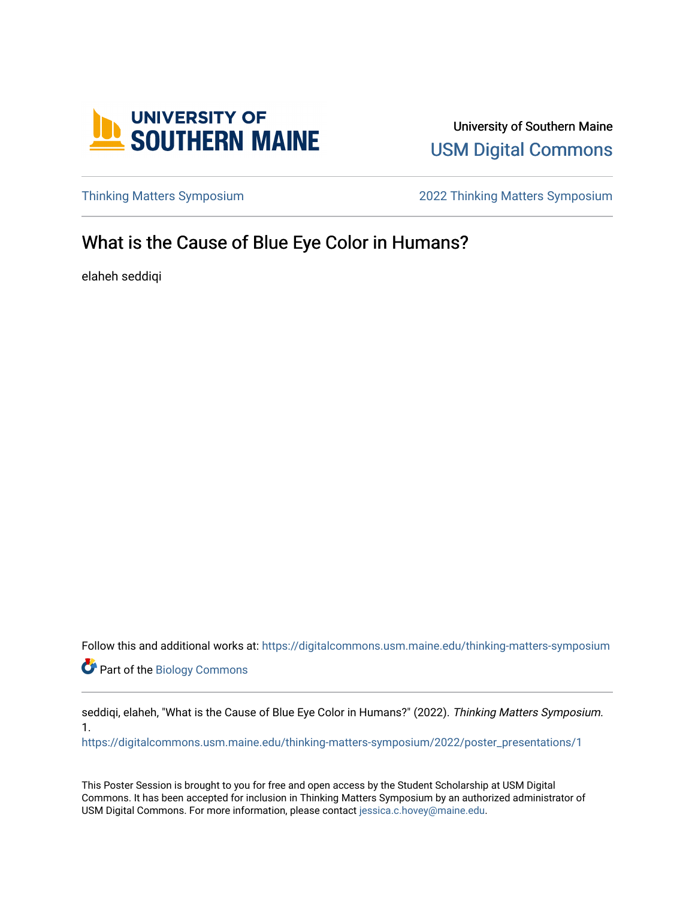University of Southern Maine

USM Digital Commons

Thinking Matters Symposium

2022 Thinking Matters Symposium

# What is the Cause of Blue Eye Color in Humans?

elaheh seddiqi

Follow this and additional works at: https://digitalcommons.usm.maine.edu/thinking-matters-symposium

Part of the Biology Commons

seddiqi, elaheh, "What is the Cause of Blue Eye Color in Humans?" (2022). *Thinking Matters Symposium*. 1.
https://digitalcommons.usm.maine.edu/thinking-matters-symposium/2022/poster_presentations/1

This Poster Session is brought to you for free and open access by the Student Scholarship at USM Digital Commons. It has been accepted for inclusion in Thinking Matters Symposium by an authorized administrator of USM Digital Commons. For more information, please contact jessica.c.hovey@maine.edu.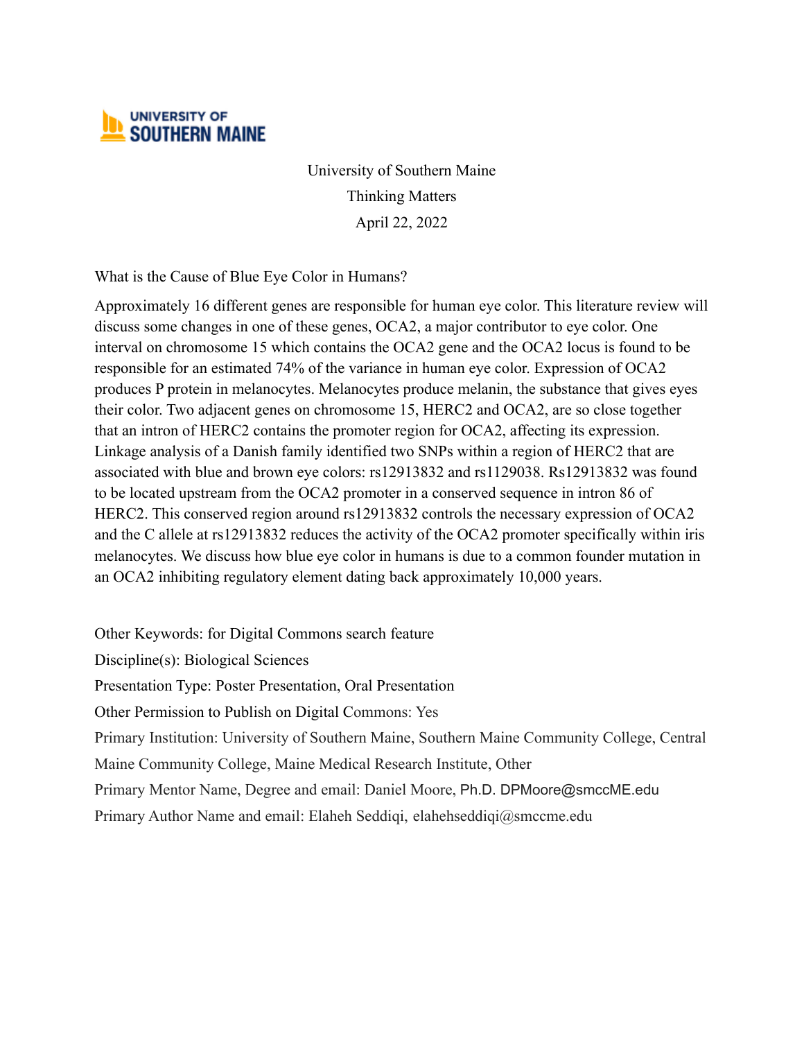University of Southern Maine

Thinking Matters

April 22, 2022

What is the Cause of Blue Eye Color in Humans?

Approximately 16 different genes are responsible for human eye color. This literature review will discuss some changes in one of these genes, OCA2, a major contributor to eye color. One interval on chromosome 15 which contains the OCA2 gene and the OCA2 locus is found to be responsible for an estimated 74% of the variance in human eye color. Expression of OCA2 produces P protein in melanocytes. Melanocytes produce melanin, the substance that gives eyes their color. Two adjacent genes on chromosome 15, HERC2 and OCA2, are so close together that an intron of HERC2 contains the promoter region for OCA2, affecting its expression. Linkage analysis of a Danish family identified two SNPs within a region of HERC2 that are associated with blue and brown eye colors: rs12913832 and rs1129038. Rs12913832 was found to be located upstream from the OCA2 promoter in a conserved sequence in intron 86 of HERC2. This conserved region around rs12913832 controls the necessary expression of OCA2 and the C allele at rs12913832 reduces the activity of the OCA2 promoter specifically within iris melanocytes. We discuss how blue eye color in humans is due to a common founder mutation in an OCA2 inhibiting regulatory element dating back approximately 10,000 years.

Other Keywords: for Digital Commons search feature

Discipline(s): Biological Sciences

Presentation Type: Poster Presentation, Oral Presentation

Other Permission to Publish on Digital Commons: Yes

Primary Institution: University of Southern Maine, Southern Maine Community College, Central Maine Community College, Maine Medical Research Institute, Other

Primary Mentor Name, Degree and email: Daniel Moore, Ph.D. DPMoore@smccME.edu

Primary Author Name and email: Elaheh Seddiqi, elahehseddiqi@smccme.edu